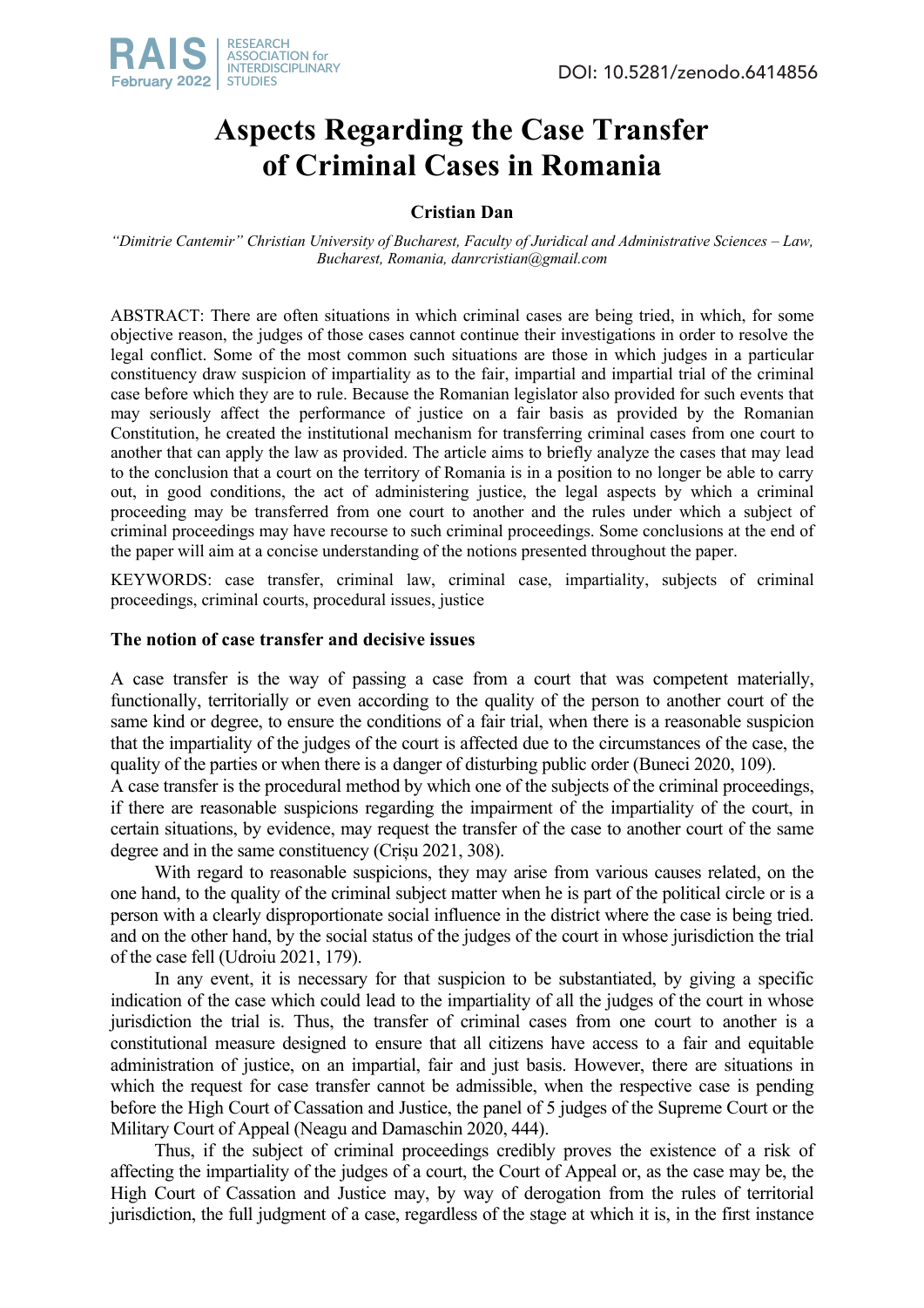DOI: 10.5281/zenodo.6414856

# Aspects Regarding the Case Transfer of Criminal Cases in Romania

**Cristian Dan**

*"Dimitrie Cantemir" Christian University of Bucharest, Faculty of Juridical and Administrative Sciences – Law, Bucharest, Romania, danrcristian@gmail.com*

ABSTRACT: There are often situations in which criminal cases are being tried, in which, for some objective reason, the judges of those cases cannot continue their investigations in order to resolve the legal conflict. Some of the most common such situations are those in which judges in a particular constituency draw suspicion of impartiality as to the fair, impartial and impartial trial of the criminal case before which they are to rule. Because the Romanian legislator also provided for such events that may seriously affect the performance of justice on a fair basis as provided by the Romanian Constitution, he created the institutional mechanism for transferring criminal cases from one court to another that can apply the law as provided. The article aims to briefly analyze the cases that may lead to the conclusion that a court on the territory of Romania is in a position to no longer be able to carry out, in good conditions, the act of administering justice, the legal aspects by which a criminal proceeding may be transferred from one court to another and the rules under which a subject of criminal proceedings may have recourse to such criminal proceedings. Some conclusions at the end of the paper will aim at a concise understanding of the notions presented throughout the paper.

KEYWORDS: case transfer, criminal law, criminal case, impartiality, subjects of criminal proceedings, criminal courts, procedural issues, justice

## The notion of case transfer and decisive issues

A case transfer is the way of passing a case from a court that was competent materially, functionally, territorially or even according to the quality of the person to another court of the same kind or degree, to ensure the conditions of a fair trial, when there is a reasonable suspicion that the impartiality of the judges of the court is affected due to the circumstances of the case, the quality of the parties or when there is a danger of disturbing public order (Buneci 2020, 109).
A case transfer is the procedural method by which one of the subjects of the criminal proceedings, if there are reasonable suspicions regarding the impairment of the impartiality of the court, in certain situations, by evidence, may request the transfer of the case to another court of the same degree and in the same constituency (Crișu 2021, 308).

With regard to reasonable suspicions, they may arise from various causes related, on the one hand, to the quality of the criminal subject matter when he is part of the political circle or is a person with a clearly disproportionate social influence in the district where the case is being tried. and on the other hand, by the social status of the judges of the court in whose jurisdiction the trial of the case fell (Udroiu 2021, 179).

In any event, it is necessary for that suspicion to be substantiated, by giving a specific indication of the case which could lead to the impartiality of all the judges of the court in whose jurisdiction the trial is. Thus, the transfer of criminal cases from one court to another is a constitutional measure designed to ensure that all citizens have access to a fair and equitable administration of justice, on an impartial, fair and just basis. However, there are situations in which the request for case transfer cannot be admissible, when the respective case is pending before the High Court of Cassation and Justice, the panel of 5 judges of the Supreme Court or the Military Court of Appeal (Neagu and Damaschin 2020, 444).

Thus, if the subject of criminal proceedings credibly proves the existence of a risk of affecting the impartiality of the judges of a court, the Court of Appeal or, as the case may be, the High Court of Cassation and Justice may, by way of derogation from the rules of territorial jurisdiction, the full judgment of a case, regardless of the stage at which it is, in the first instance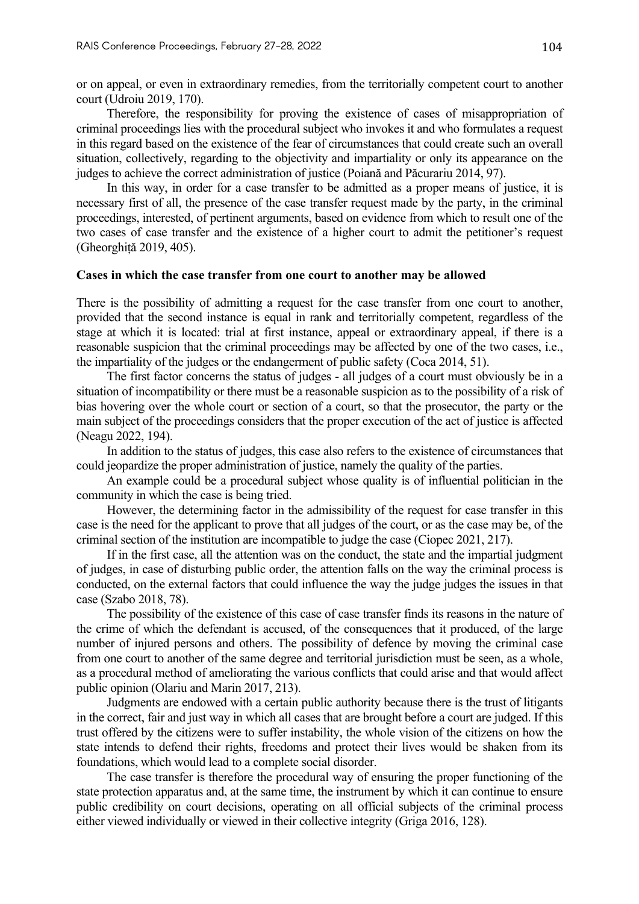or on appeal, or even in extraordinary remedies, from the territorially competent court to another court (Udroiu 2019, 170).

Therefore, the responsibility for proving the existence of cases of misappropriation of criminal proceedings lies with the procedural subject who invokes it and who formulates a request in this regard based on the existence of the fear of circumstances that could create such an overall situation, collectively, regarding to the objectivity and impartiality or only its appearance on the judges to achieve the correct administration of justice (Poiană and Păcurariu 2014, 97).

In this way, in order for a case transfer to be admitted as a proper means of justice, it is necessary first of all, the presence of the case transfer request made by the party, in the criminal proceedings, interested, of pertinent arguments, based on evidence from which to result one of the two cases of case transfer and the existence of a higher court to admit the petitioner's request (Gheorghiță 2019, 405).

**Cases in which the case transfer from one court to another may be allowed**

There is the possibility of admitting a request for the case transfer from one court to another, provided that the second instance is equal in rank and territorially competent, regardless of the stage at which it is located: trial at first instance, appeal or extraordinary appeal, if there is a reasonable suspicion that the criminal proceedings may be affected by one of the two cases, i.e., the impartiality of the judges or the endangerment of public safety (Coca 2014, 51).

The first factor concerns the status of judges - all judges of a court must obviously be in a situation of incompatibility or there must be a reasonable suspicion as to the possibility of a risk of bias hovering over the whole court or section of a court, so that the prosecutor, the party or the main subject of the proceedings considers that the proper execution of the act of justice is affected (Neagu 2022, 194).

In addition to the status of judges, this case also refers to the existence of circumstances that could jeopardize the proper administration of justice, namely the quality of the parties.

An example could be a procedural subject whose quality is of influential politician in the community in which the case is being tried.

However, the determining factor in the admissibility of the request for case transfer in this case is the need for the applicant to prove that all judges of the court, or as the case may be, of the criminal section of the institution are incompatible to judge the case (Ciopec 2021, 217).

If in the first case, all the attention was on the conduct, the state and the impartial judgment of judges, in case of disturbing public order, the attention falls on the way the criminal process is conducted, on the external factors that could influence the way the judge judges the issues in that case (Szabo 2018, 78).

The possibility of the existence of this case of case transfer finds its reasons in the nature of the crime of which the defendant is accused, of the consequences that it produced, of the large number of injured persons and others. The possibility of defence by moving the criminal case from one court to another of the same degree and territorial jurisdiction must be seen, as a whole, as a procedural method of ameliorating the various conflicts that could arise and that would affect public opinion (Olariu and Marin 2017, 213).

Judgments are endowed with a certain public authority because there is the trust of litigants in the correct, fair and just way in which all cases that are brought before a court are judged. If this trust offered by the citizens were to suffer instability, the whole vision of the citizens on how the state intends to defend their rights, freedoms and protect their lives would be shaken from its foundations, which would lead to a complete social disorder.

The case transfer is therefore the procedural way of ensuring the proper functioning of the state protection apparatus and, at the same time, the instrument by which it can continue to ensure public credibility on court decisions, operating on all official subjects of the criminal process either viewed individually or viewed in their collective integrity (Griga 2016, 128).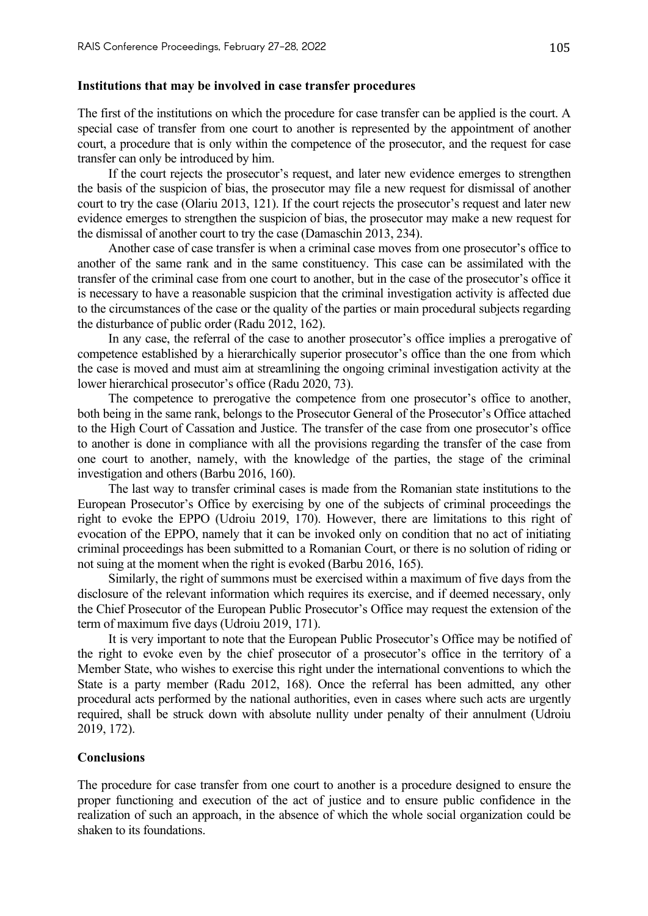**Institutions that may be involved in case transfer procedures**

The first of the institutions on which the procedure for case transfer can be applied is the court. A special case of transfer from one court to another is represented by the appointment of another court, a procedure that is only within the competence of the prosecutor, and the request for case transfer can only be introduced by him.

If the court rejects the prosecutor's request, and later new evidence emerges to strengthen the basis of the suspicion of bias, the prosecutor may file a new request for dismissal of another court to try the case (Olariu 2013, 121). If the court rejects the prosecutor's request and later new evidence emerges to strengthen the suspicion of bias, the prosecutor may make a new request for the dismissal of another court to try the case (Damaschin 2013, 234).

Another case of case transfer is when a criminal case moves from one prosecutor's office to another of the same rank and in the same constituency. This case can be assimilated with the transfer of the criminal case from one court to another, but in the case of the prosecutor's office it is necessary to have a reasonable suspicion that the criminal investigation activity is affected due to the circumstances of the case or the quality of the parties or main procedural subjects regarding the disturbance of public order (Radu 2012, 162).

In any case, the referral of the case to another prosecutor's office implies a prerogative of competence established by a hierarchically superior prosecutor's office than the one from which the case is moved and must aim at streamlining the ongoing criminal investigation activity at the lower hierarchical prosecutor's office (Radu 2020, 73).

The competence to prerogative the competence from one prosecutor's office to another, both being in the same rank, belongs to the Prosecutor General of the Prosecutor's Office attached to the High Court of Cassation and Justice. The transfer of the case from one prosecutor's office to another is done in compliance with all the provisions regarding the transfer of the case from one court to another, namely, with the knowledge of the parties, the stage of the criminal investigation and others (Barbu 2016, 160).

The last way to transfer criminal cases is made from the Romanian state institutions to the European Prosecutor's Office by exercising by one of the subjects of criminal proceedings the right to evoke the EPPO (Udroiu 2019, 170). However, there are limitations to this right of evocation of the EPPO, namely that it can be invoked only on condition that no act of initiating criminal proceedings has been submitted to a Romanian Court, or there is no solution of riding or not suing at the moment when the right is evoked (Barbu 2016, 165).

Similarly, the right of summons must be exercised within a maximum of five days from the disclosure of the relevant information which requires its exercise, and if deemed necessary, only the Chief Prosecutor of the European Public Prosecutor's Office may request the extension of the term of maximum five days (Udroiu 2019, 171).

It is very important to note that the European Public Prosecutor's Office may be notified of the right to evoke even by the chief prosecutor of a prosecutor's office in the territory of a Member State, who wishes to exercise this right under the international conventions to which the State is a party member (Radu 2012, 168). Once the referral has been admitted, any other procedural acts performed by the national authorities, even in cases where such acts are urgently required, shall be struck down with absolute nullity under penalty of their annulment (Udroiu 2019, 172).

**Conclusions**

The procedure for case transfer from one court to another is a procedure designed to ensure the proper functioning and execution of the act of justice and to ensure public confidence in the realization of such an approach, in the absence of which the whole social organization could be shaken to its foundations.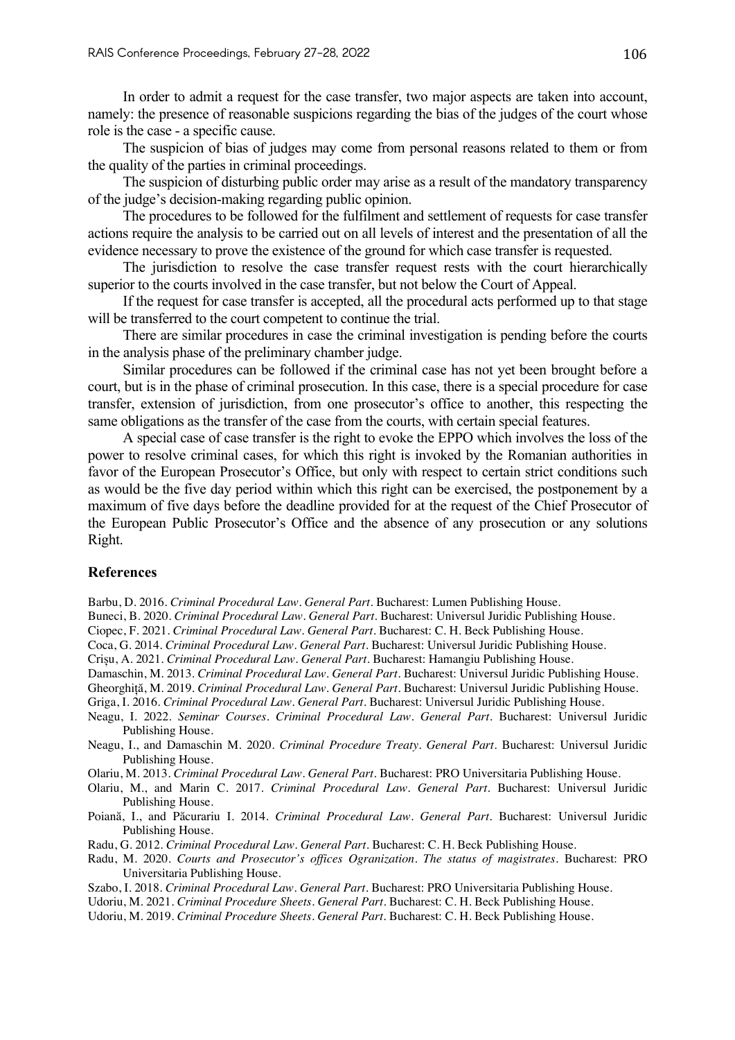In order to admit a request for the case transfer, two major aspects are taken into account, namely: the presence of reasonable suspicions regarding the bias of the judges of the court whose role is the case - a specific cause.

The suspicion of bias of judges may come from personal reasons related to them or from the quality of the parties in criminal proceedings.

The suspicion of disturbing public order may arise as a result of the mandatory transparency of the judge's decision-making regarding public opinion.

The procedures to be followed for the fulfilment and settlement of requests for case transfer actions require the analysis to be carried out on all levels of interest and the presentation of all the evidence necessary to prove the existence of the ground for which case transfer is requested.

The jurisdiction to resolve the case transfer request rests with the court hierarchically superior to the courts involved in the case transfer, but not below the Court of Appeal.

If the request for case transfer is accepted, all the procedural acts performed up to that stage will be transferred to the court competent to continue the trial.

There are similar procedures in case the criminal investigation is pending before the courts in the analysis phase of the preliminary chamber judge.

Similar procedures can be followed if the criminal case has not yet been brought before a court, but is in the phase of criminal prosecution. In this case, there is a special procedure for case transfer, extension of jurisdiction, from one prosecutor's office to another, this respecting the same obligations as the transfer of the case from the courts, with certain special features.

A special case of case transfer is the right to evoke the EPPO which involves the loss of the power to resolve criminal cases, for which this right is invoked by the Romanian authorities in favor of the European Prosecutor's Office, but only with respect to certain strict conditions such as would be the five day period within which this right can be exercised, the postponement by a maximum of five days before the deadline provided for at the request of the Chief Prosecutor of the European Public Prosecutor's Office and the absence of any prosecution or any solutions Right.

## References

Barbu, D. 2016. *Criminal Procedural Law. General Part*. Bucharest: Lumen Publishing House.

Buneci, B. 2020. *Criminal Procedural Law. General Part*. Bucharest: Universul Juridic Publishing House.

Ciopec, F. 2021. *Criminal Procedural Law. General Part*. Bucharest: C. H. Beck Publishing House.

Coca, G. 2014. *Criminal Procedural Law. General Part*. Bucharest: Universul Juridic Publishing House.

Crișu, A. 2021. *Criminal Procedural Law. General Part*. Bucharest: Hamangiu Publishing House.

Damaschin, M. 2013. *Criminal Procedural Law. General Part*. Bucharest: Universul Juridic Publishing House.

Gheorghiță, M. 2019. *Criminal Procedural Law. General Part*. Bucharest: Universul Juridic Publishing House.

Griga, I. 2016. *Criminal Procedural Law. General Part*. Bucharest: Universul Juridic Publishing House.

Neagu, I. 2022. *Seminar Courses. Criminal Procedural Law. General Part*. Bucharest: Universul Juridic Publishing House.

Neagu, I., and Damaschin M. 2020. *Criminal Procedure Treaty. General Part*. Bucharest: Universul Juridic Publishing House.

Olariu, M. 2013. *Criminal Procedural Law. General Part*. Bucharest: PRO Universitaria Publishing House.

Olariu, M., and Marin C. 2017. *Criminal Procedural Law. General Part*. Bucharest: Universul Juridic Publishing House.

Poiană, I., and Păcurariu I. 2014. *Criminal Procedural Law. General Part*. Bucharest: Universul Juridic Publishing House.

Radu, G. 2012. *Criminal Procedural Law. General Part*. Bucharest: C. H. Beck Publishing House.

Radu, M. 2020. *Courts and Prosecutor's offices Ogranization. The status of magistrates*. Bucharest: PRO Universitaria Publishing House.

Szabo, I. 2018. *Criminal Procedural Law. General Part*. Bucharest: PRO Universitaria Publishing House.

Udoriu, M. 2021. *Criminal Procedure Sheets. General Part*. Bucharest: C. H. Beck Publishing House.

Udoriu, M. 2019. *Criminal Procedure Sheets. General Part*. Bucharest: C. H. Beck Publishing House.